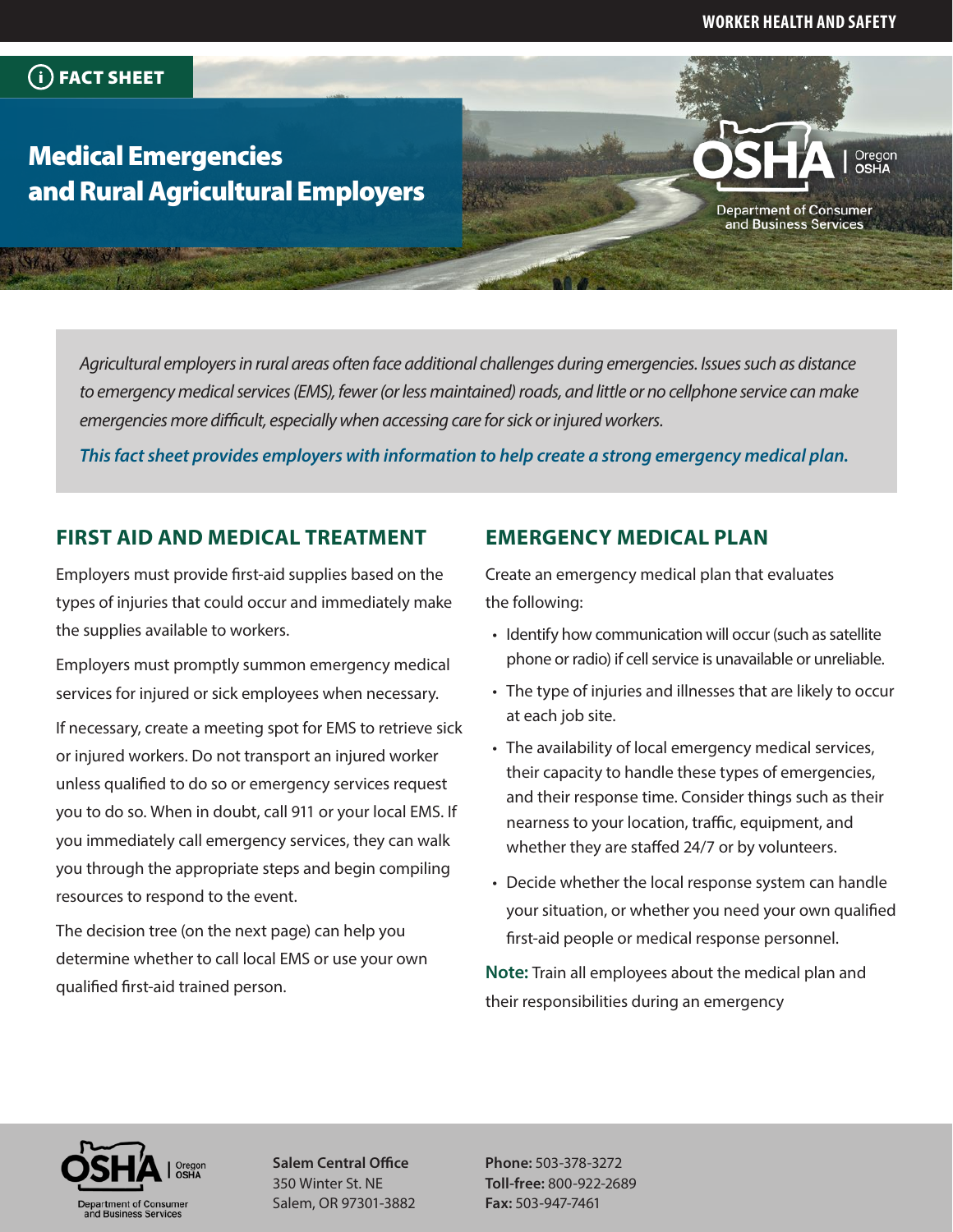WORKER HEALTH AND SAFETY

FACT SHEET

# Medical Emergencies and Rural Agricultural Employers

*Agricultural employers in rural areas often face additional challenges during emergencies. Issues such as distance to emergency medical services (EMS), fewer (or less maintained) roads, and little or no cellphone service can make emergencies more difficult, especially when accessing care for sick or injured workers.*

***This fact sheet provides employers with information to help create a strong emergency medical plan.***

## FIRST AID AND MEDICAL TREATMENT

Employers must provide first-aid supplies based on the types of injuries that could occur and immediately make the supplies available to workers.

Employers must promptly summon emergency medical services for injured or sick employees when necessary.

If necessary, create a meeting spot for EMS to retrieve sick or injured workers. Do not transport an injured worker unless qualified to do so or emergency services request you to do so. When in doubt, call 911 or your local EMS. If you immediately call emergency services, they can walk you through the appropriate steps and begin compiling resources to respond to the event.

The decision tree (on the next page) can help you determine whether to call local EMS or use your own qualified first-aid trained person.

## EMERGENCY MEDICAL PLAN

Create an emergency medical plan that evaluates the following:

- Identify how communication will occur (such as satellite phone or radio) if cell service is unavailable or unreliable.
- The type of injuries and illnesses that are likely to occur at each job site.
- The availability of local emergency medical services, their capacity to handle these types of emergencies, and their response time. Consider things such as their nearness to your location, traffic, equipment, and whether they are staffed 24/7 or by volunteers.
- Decide whether the local response system can handle your situation, or whether you need your own qualified first-aid people or medical response personnel.

**Note:** Train all employees about the medical plan and their responsibilities during an emergency

**Salem Central Office**
350 Winter St. NE
Salem, OR 97301-3882

**Phone:** 503-378-3272
**Toll-free:** 800-922-2689
**Fax:** 503-947-7461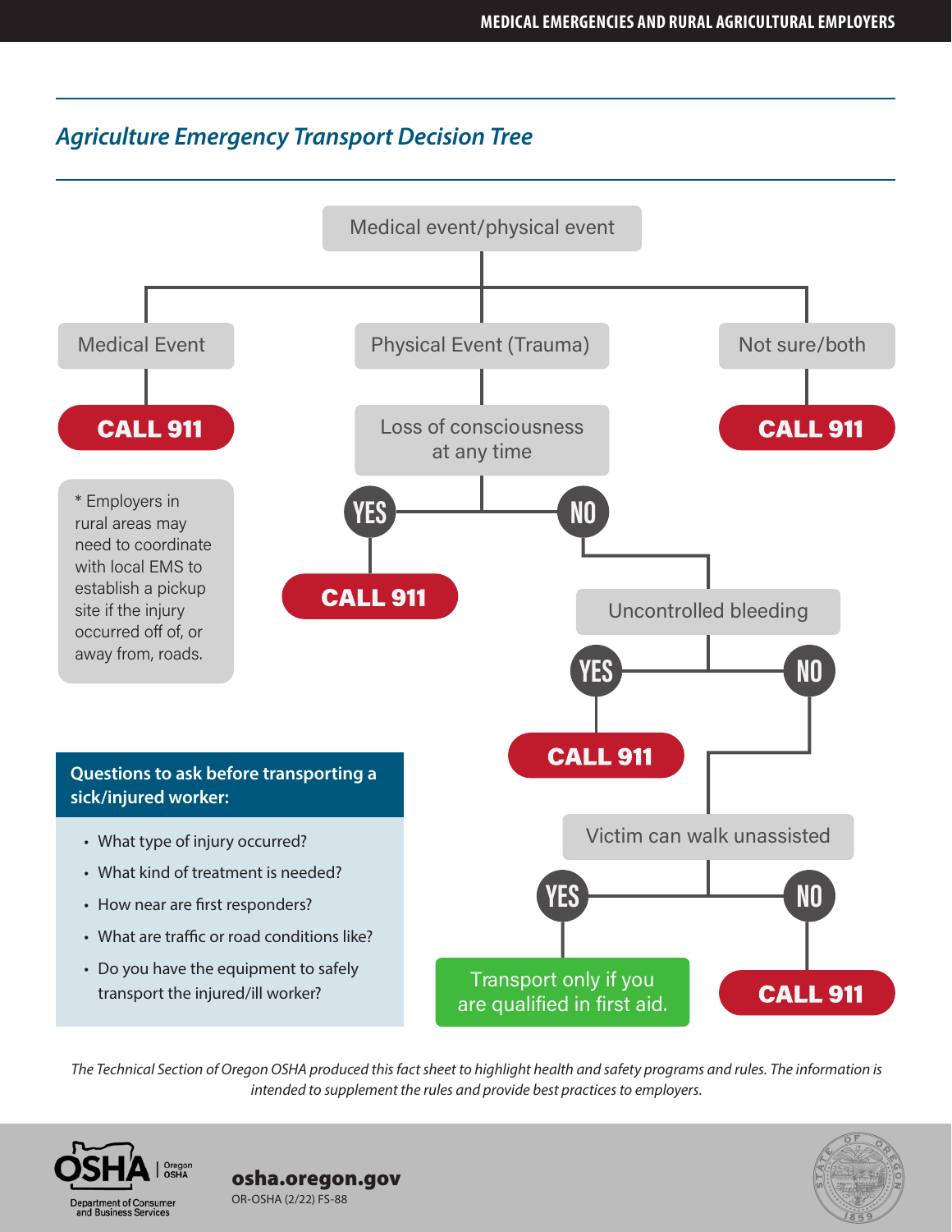## *Agriculture Emergency Transport Decision Tree*

Medical event/physical event

Medical Event

CALL 911

\* Employers in rural areas may need to coordinate with local EMS to establish a pickup site if the injury occurred off of, or away from, roads.

Physical Event (Trauma)

Loss of consciousness at any time

YES

CALL 911

NO

Uncontrolled bleeding

YES

CALL 911

NO

Victim can walk unassisted

YES

Transport only if you are qualified in first aid.

NO

CALL 911

Not sure/both

CALL 911

**Questions to ask before transporting a sick/injured worker:**

- What type of injury occurred?
- What kind of treatment is needed?
- How near are first responders?
- What are traffic or road conditions like?
- Do you have the equipment to safely transport the injured/ill worker?

*The Technical Section of Oregon OSHA produced this fact sheet to highlight health and safety programs and rules. The information is intended to supplement the rules and provide best practices to employers.*

OSHA | Oregon OSHA

Department of Consumer and Business Services

**osha.oregon.gov**

OR-OSHA (2/22) FS-88